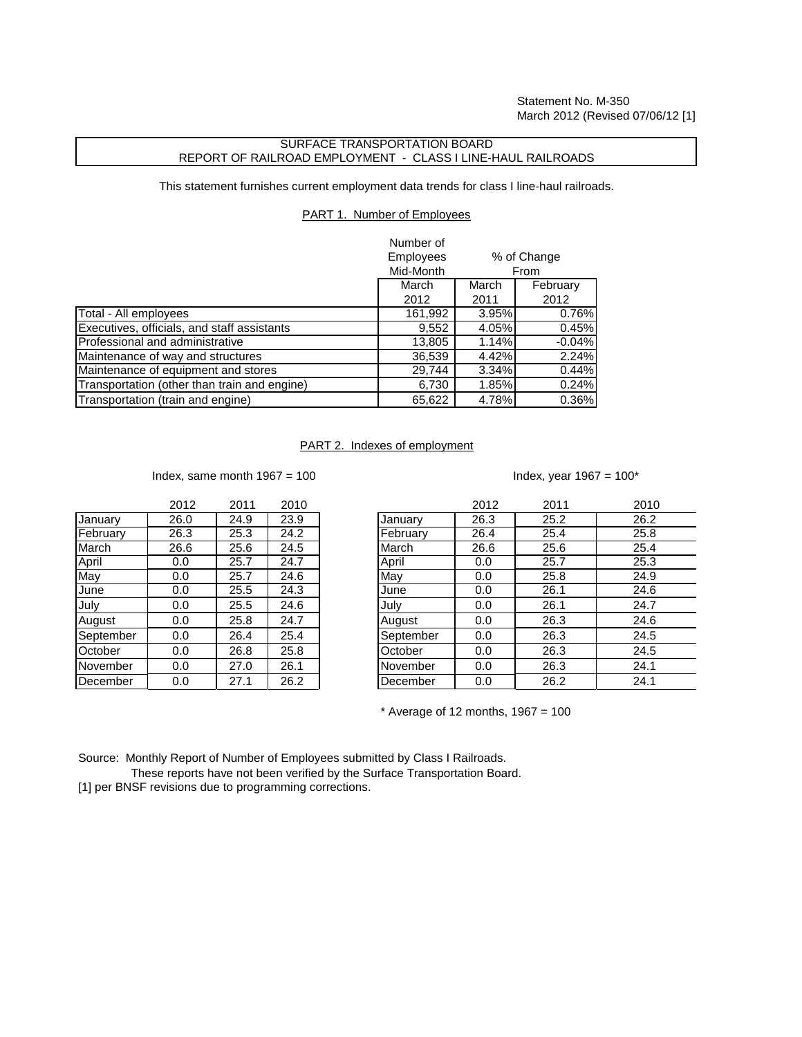Statement No. M-350
March 2012 (Revised 07/06/12 [1]

## SURFACE TRANSPORTATION BOARD
## REPORT OF RAILROAD EMPLOYMENT - CLASS I LINE-HAUL RAILROADS

This statement furnishes current employment data trends for class I line-haul railroads.

### PART 1. Number of Employees

| | Number of Employees Mid-Month | % of Change From | |
|---|---|---|---|
| | March 2012 | March 2011 | February 2012 |
| Total - All employees | 161,992 | 3.95% | 0.76% |
| Executives, officials, and staff assistants | 9,552 | 4.05% | 0.45% |
| Professional and administrative | 13,805 | 1.14% | -0.04% |
| Maintenance of way and structures | 36,539 | 4.42% | 2.24% |
| Maintenance of equipment and stores | 29,744 | 3.34% | 0.44% |
| Transportation (other than train and engine) | 6,730 | 1.85% | 0.24% |
| Transportation (train and engine) | 65,622 | 4.78% | 0.36% |

### PART 2. Indexes of employment

Index, same month 1967 = 100

| | 2012 | 2011 | 2010 |
|---|---|---|---|
| January | 26.0 | 24.9 | 23.9 |
| February | 26.3 | 25.3 | 24.2 |
| March | 26.6 | 25.6 | 24.5 |
| April | 0.0 | 25.7 | 24.7 |
| May | 0.0 | 25.7 | 24.6 |
| June | 0.0 | 25.5 | 24.3 |
| July | 0.0 | 25.5 | 24.6 |
| August | 0.0 | 25.8 | 24.7 |
| September | 0.0 | 26.4 | 25.4 |
| October | 0.0 | 26.8 | 25.8 |
| November | 0.0 | 27.0 | 26.1 |
| December | 0.0 | 27.1 | 26.2 |

Index, year 1967 = 100*

| | 2012 | 2011 | 2010 |
|---|---|---|---|
| January | 26.3 | 25.2 | 26.2 |
| February | 26.4 | 25.4 | 25.8 |
| March | 26.6 | 25.6 | 25.4 |
| April | 0.0 | 25.7 | 25.3 |
| May | 0.0 | 25.8 | 24.9 |
| June | 0.0 | 26.1 | 24.6 |
| July | 0.0 | 26.1 | 24.7 |
| August | 0.0 | 26.3 | 24.6 |
| September | 0.0 | 26.3 | 24.5 |
| October | 0.0 | 26.3 | 24.5 |
| November | 0.0 | 26.3 | 24.1 |
| December | 0.0 | 26.2 | 24.1 |

\* Average of 12 months, 1967 = 100

Source: Monthly Report of Number of Employees submitted by Class I Railroads.
These reports have not been verified by the Surface Transportation Board.
[1] per BNSF revisions due to programming corrections.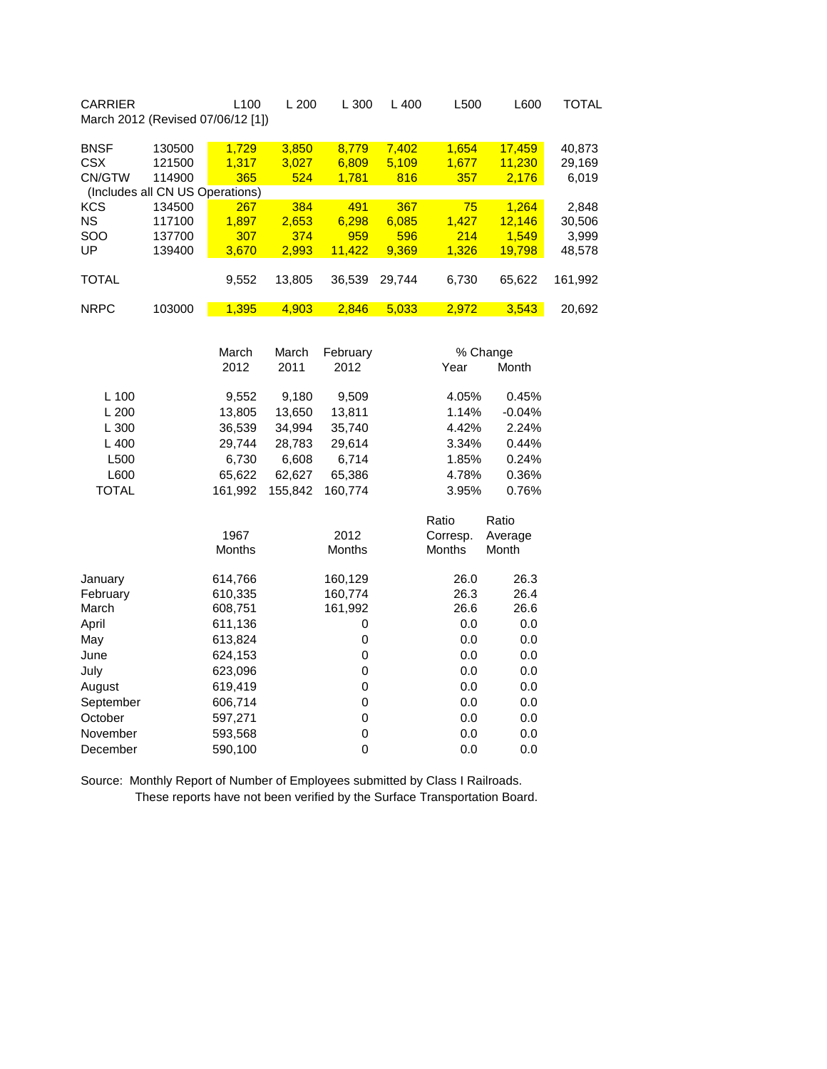| CARRIER | | L100 | L 200 | L 300 | L 400 | L500 | L600 | TOTAL |
|---|---|---|---|---|---|---|---|---|
| March 2012 (Revised 07/06/12 [1]) | | | | | | | | |
| BNSF | 130500 | 1,729 | 3,850 | 8,779 | 7,402 | 1,654 | 17,459 | 40,873 |
| CSX | 121500 | 1,317 | 3,027 | 6,809 | 5,109 | 1,677 | 11,230 | 29,169 |
| CN/GTW | 114900 | 365 | 524 | 1,781 | 816 | 357 | 2,176 | 6,019 |
| (Includes all CN US Operations) | | | | | | | | |
| KCS | 134500 | 267 | 384 | 491 | 367 | 75 | 1,264 | 2,848 |
| NS | 117100 | 1,897 | 2,653 | 6,298 | 6,085 | 1,427 | 12,146 | 30,506 |
| SOO | 137700 | 307 | 374 | 959 | 596 | 214 | 1,549 | 3,999 |
| UP | 139400 | 3,670 | 2,993 | 11,422 | 9,369 | 1,326 | 19,798 | 48,578 |
| TOTAL | | 9,552 | 13,805 | 36,539 | 29,744 | 6,730 | 65,622 | 161,992 |
| NRPC | 103000 | 1,395 | 4,903 | 2,846 | 5,033 | 2,972 | 3,543 | 20,692 |

| | March 2012 | March 2011 | February 2012 | % Change Year | % Change Month |
|---|---|---|---|---|---|
| L 100 | 9,552 | 9,180 | 9,509 | 4.05% | 0.45% |
| L 200 | 13,805 | 13,650 | 13,811 | 1.14% | -0.04% |
| L 300 | 36,539 | 34,994 | 35,740 | 4.42% | 2.24% |
| L 400 | 29,744 | 28,783 | 29,614 | 3.34% | 0.44% |
| L500 | 6,730 | 6,608 | 6,714 | 1.85% | 0.24% |
| L600 | 65,622 | 62,627 | 65,386 | 4.78% | 0.36% |
| TOTAL | 161,992 | 155,842 | 160,774 | 3.95% | 0.76% |

| | 1967 Months | 2012 Months | Ratio Corresp. Months | Ratio Average Month |
|---|---|---|---|---|
| January | 614,766 | 160,129 | 26.0 | 26.3 |
| February | 610,335 | 160,774 | 26.3 | 26.4 |
| March | 608,751 | 161,992 | 26.6 | 26.6 |
| April | 611,136 | 0 | 0.0 | 0.0 |
| May | 613,824 | 0 | 0.0 | 0.0 |
| June | 624,153 | 0 | 0.0 | 0.0 |
| July | 623,096 | 0 | 0.0 | 0.0 |
| August | 619,419 | 0 | 0.0 | 0.0 |
| September | 606,714 | 0 | 0.0 | 0.0 |
| October | 597,271 | 0 | 0.0 | 0.0 |
| November | 593,568 | 0 | 0.0 | 0.0 |
| December | 590,100 | 0 | 0.0 | 0.0 |

Source: Monthly Report of Number of Employees submitted by Class I Railroads.
These reports have not been verified by the Surface Transportation Board.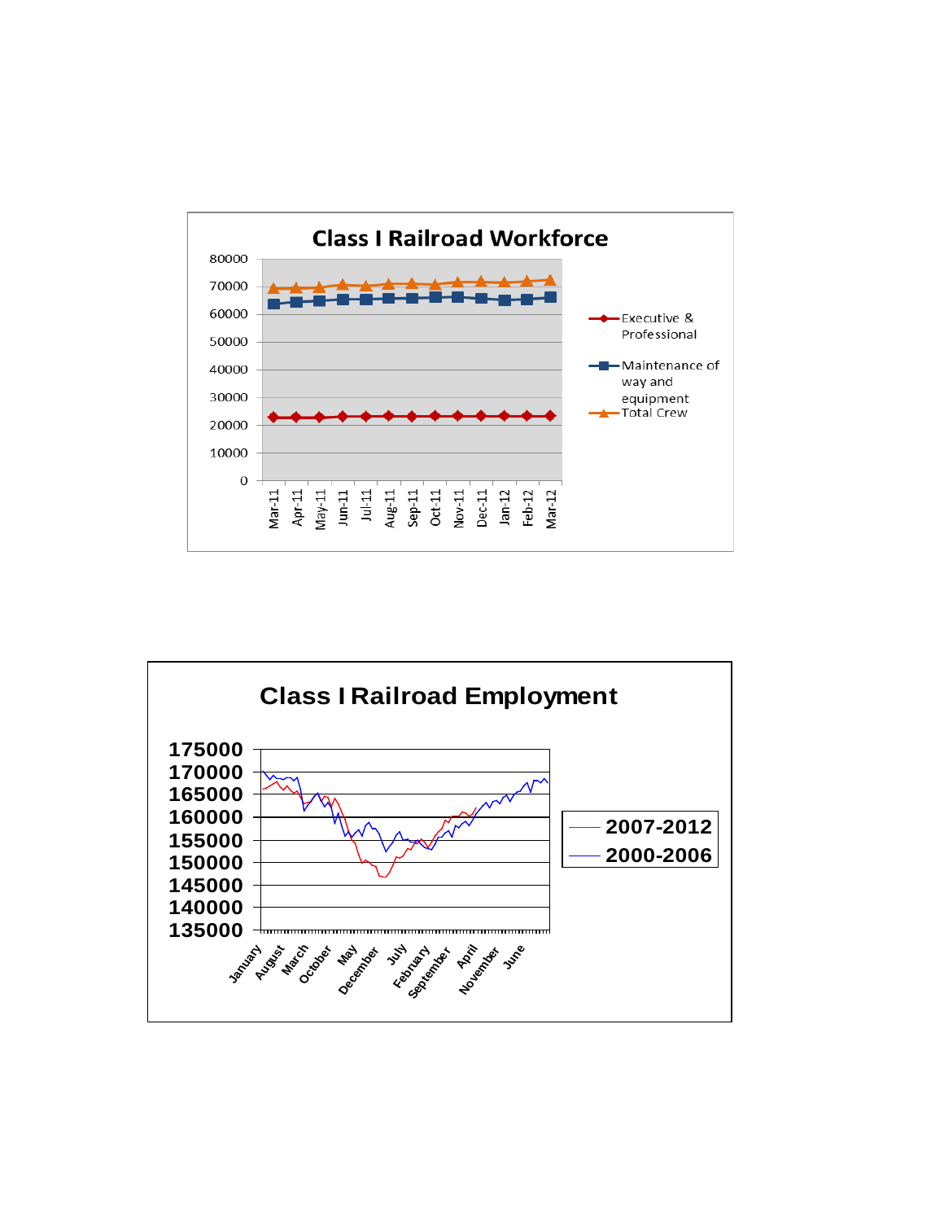Class I Railroad Workforce

80000
70000
60000
50000
40000
30000
20000
10000
0

Mar-11
Apr-11
May-11
Jun-11
Jul-11
Aug-11
Sep-11
Oct-11
Nov-11
Dec-11
Jan-12
Feb-12
Mar-12

Executive & Professional
Maintenance of way and equipment
Total Crew

Class I Railroad Employment

175000
170000
165000
160000
155000
150000
145000
140000
135000

January
August
March
October
May
December
July
February
September
April
November
June

2007-2012
2000-2006